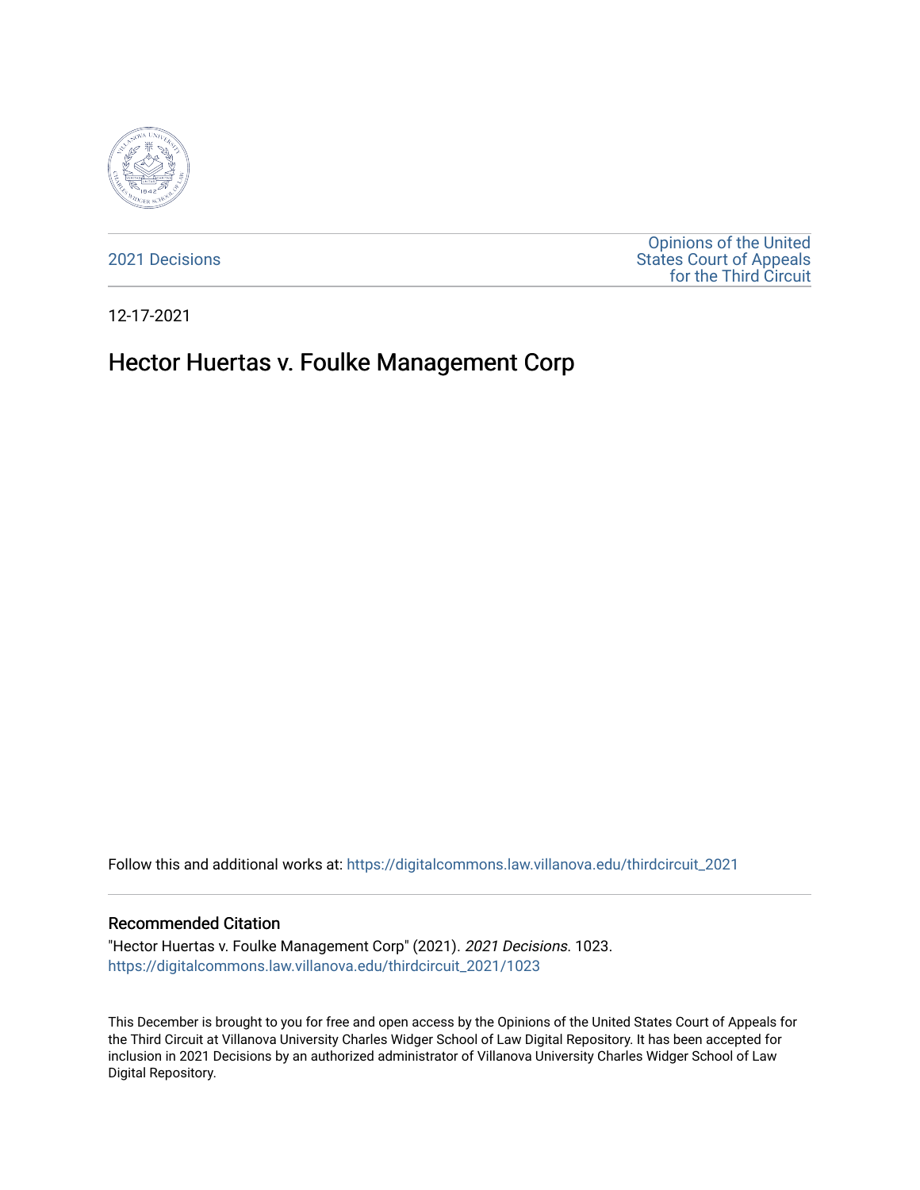2021 Decisions

Opinions of the United States Court of Appeals for the Third Circuit

12-17-2021

# Hector Huertas v. Foulke Management Corp

Follow this and additional works at: https://digitalcommons.law.villanova.edu/thirdcircuit_2021

## Recommended Citation

"Hector Huertas v. Foulke Management Corp" (2021). *2021 Decisions*. 1023.
https://digitalcommons.law.villanova.edu/thirdcircuit_2021/1023

This December is brought to you for free and open access by the Opinions of the United States Court of Appeals for the Third Circuit at Villanova University Charles Widger School of Law Digital Repository. It has been accepted for inclusion in 2021 Decisions by an authorized administrator of Villanova University Charles Widger School of Law Digital Repository.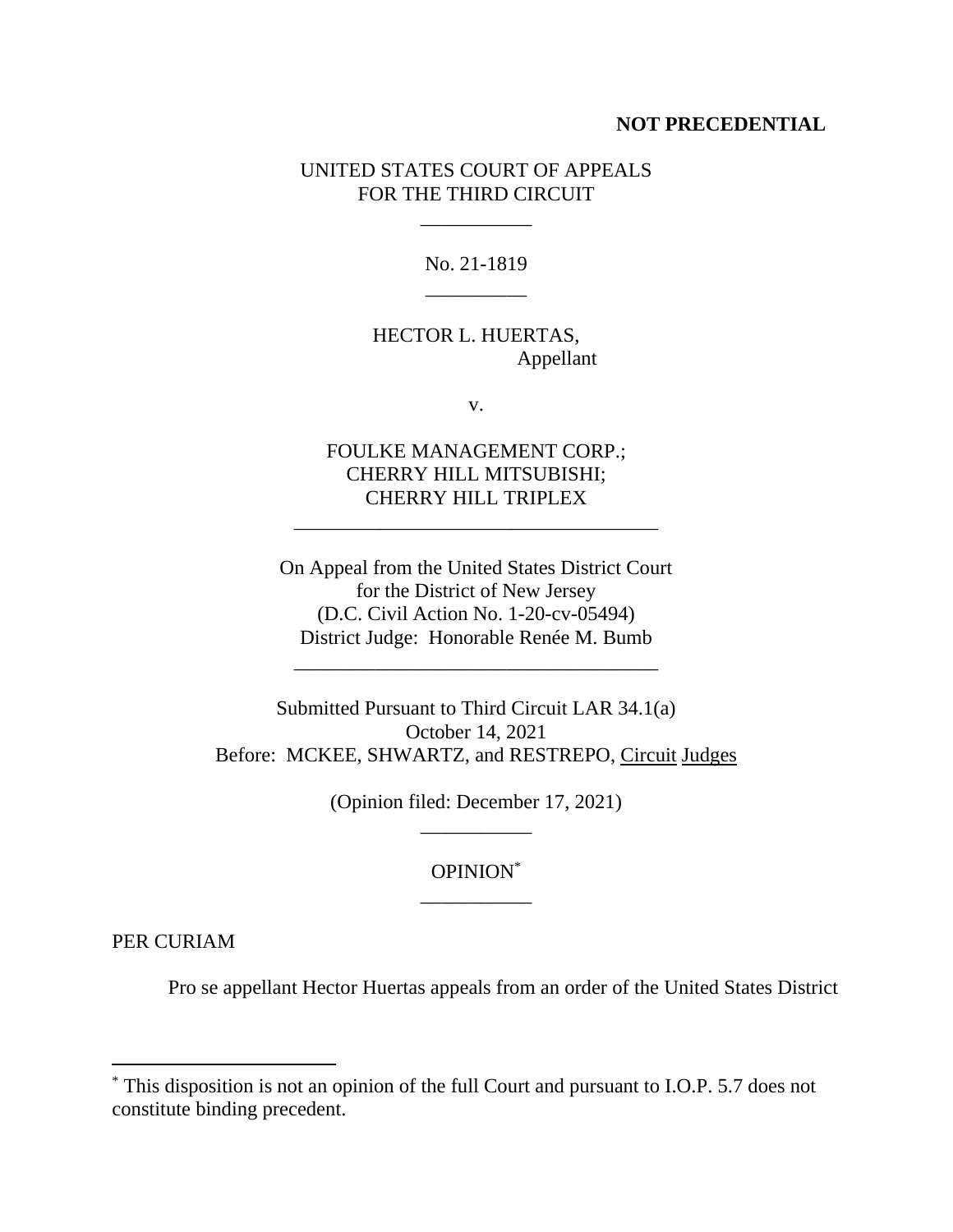**NOT PRECEDENTIAL**

UNITED STATES COURT OF APPEALS
FOR THE THIRD CIRCUIT

\_\_\_\_\_\_\_\_\_\_\_

No. 21-1819

\_\_\_\_\_\_\_\_\_\_

HECTOR L. HUERTAS,
Appellant

v.

FOULKE MANAGEMENT CORP.;
CHERRY HILL MITSUBISHI;
CHERRY HILL TRIPLEX

\_\_\_\_\_\_\_\_\_\_\_\_\_\_\_\_\_\_\_\_\_\_\_\_\_\_\_\_\_\_\_\_\_\_\_\_

On Appeal from the United States District Court
for the District of New Jersey
(D.C. Civil Action No. 1-20-cv-05494)
District Judge: Honorable Renée M. Bumb

\_\_\_\_\_\_\_\_\_\_\_\_\_\_\_\_\_\_\_\_\_\_\_\_\_\_\_\_\_\_\_\_\_\_\_\_

Submitted Pursuant to Third Circuit LAR 34.1(a)
October 14, 2021
Before: MCKEE, SHWARTZ, and RESTREPO, Circuit Judges

(Opinion filed: December 17, 2021)

\_\_\_\_\_\_\_\_\_\_\_

OPINION[*]

\_\_\_\_\_\_\_\_\_\_\_

PER CURIAM

Pro se appellant Hector Huertas appeals from an order of the United States District

---

[*] This disposition is not an opinion of the full Court and pursuant to I.O.P. 5.7 does not constitute binding precedent.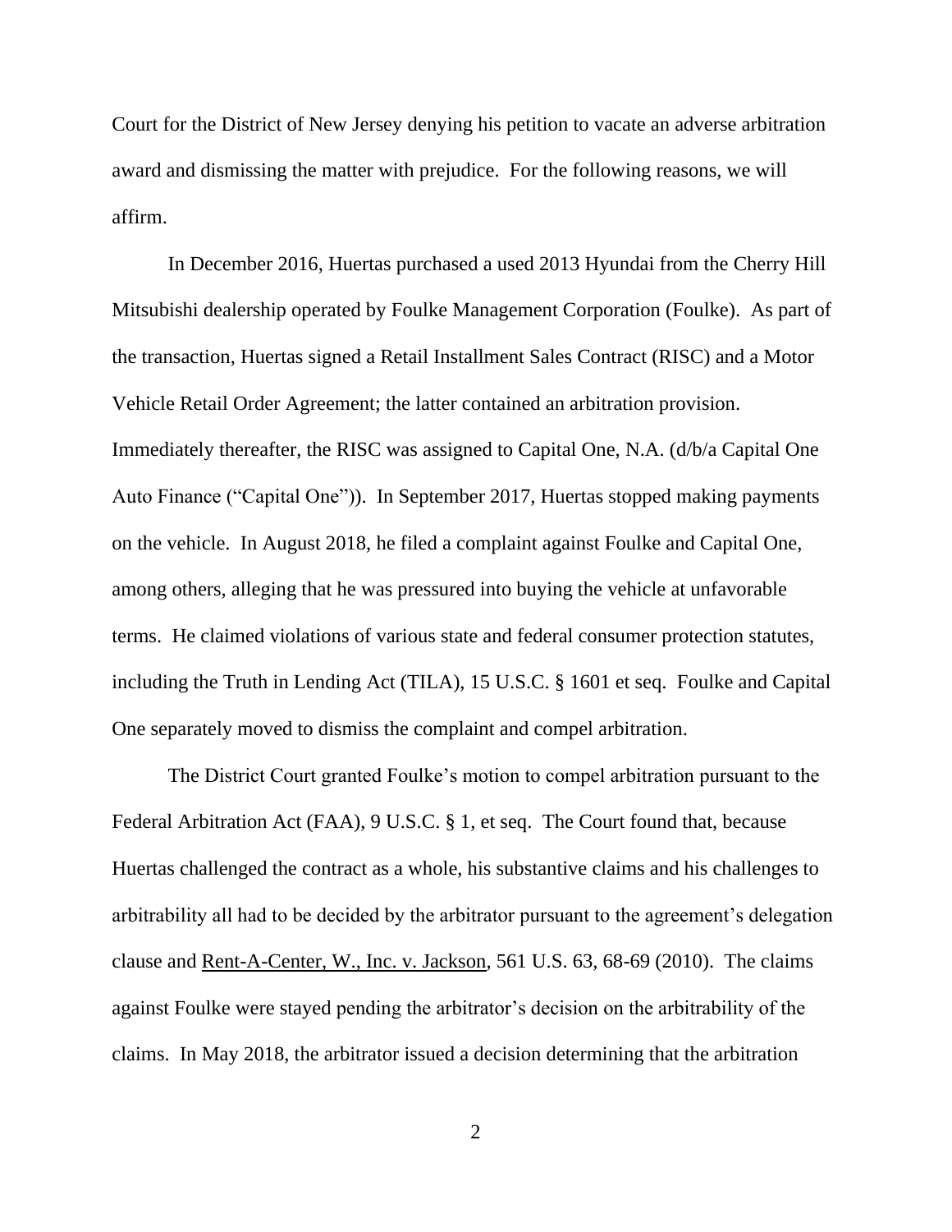Court for the District of New Jersey denying his petition to vacate an adverse arbitration award and dismissing the matter with prejudice. For the following reasons, we will affirm.

In December 2016, Huertas purchased a used 2013 Hyundai from the Cherry Hill Mitsubishi dealership operated by Foulke Management Corporation (Foulke). As part of the transaction, Huertas signed a Retail Installment Sales Contract (RISC) and a Motor Vehicle Retail Order Agreement; the latter contained an arbitration provision. Immediately thereafter, the RISC was assigned to Capital One, N.A. (d/b/a Capital One Auto Finance ("Capital One")). In September 2017, Huertas stopped making payments on the vehicle. In August 2018, he filed a complaint against Foulke and Capital One, among others, alleging that he was pressured into buying the vehicle at unfavorable terms. He claimed violations of various state and federal consumer protection statutes, including the Truth in Lending Act (TILA), 15 U.S.C. § 1601 et seq. Foulke and Capital One separately moved to dismiss the complaint and compel arbitration.

The District Court granted Foulke's motion to compel arbitration pursuant to the Federal Arbitration Act (FAA), 9 U.S.C. § 1, et seq. The Court found that, because Huertas challenged the contract as a whole, his substantive claims and his challenges to arbitrability all had to be decided by the arbitrator pursuant to the agreement's delegation clause and Rent-A-Center, W., Inc. v. Jackson, 561 U.S. 63, 68-69 (2010). The claims against Foulke were stayed pending the arbitrator's decision on the arbitrability of the claims. In May 2018, the arbitrator issued a decision determining that the arbitration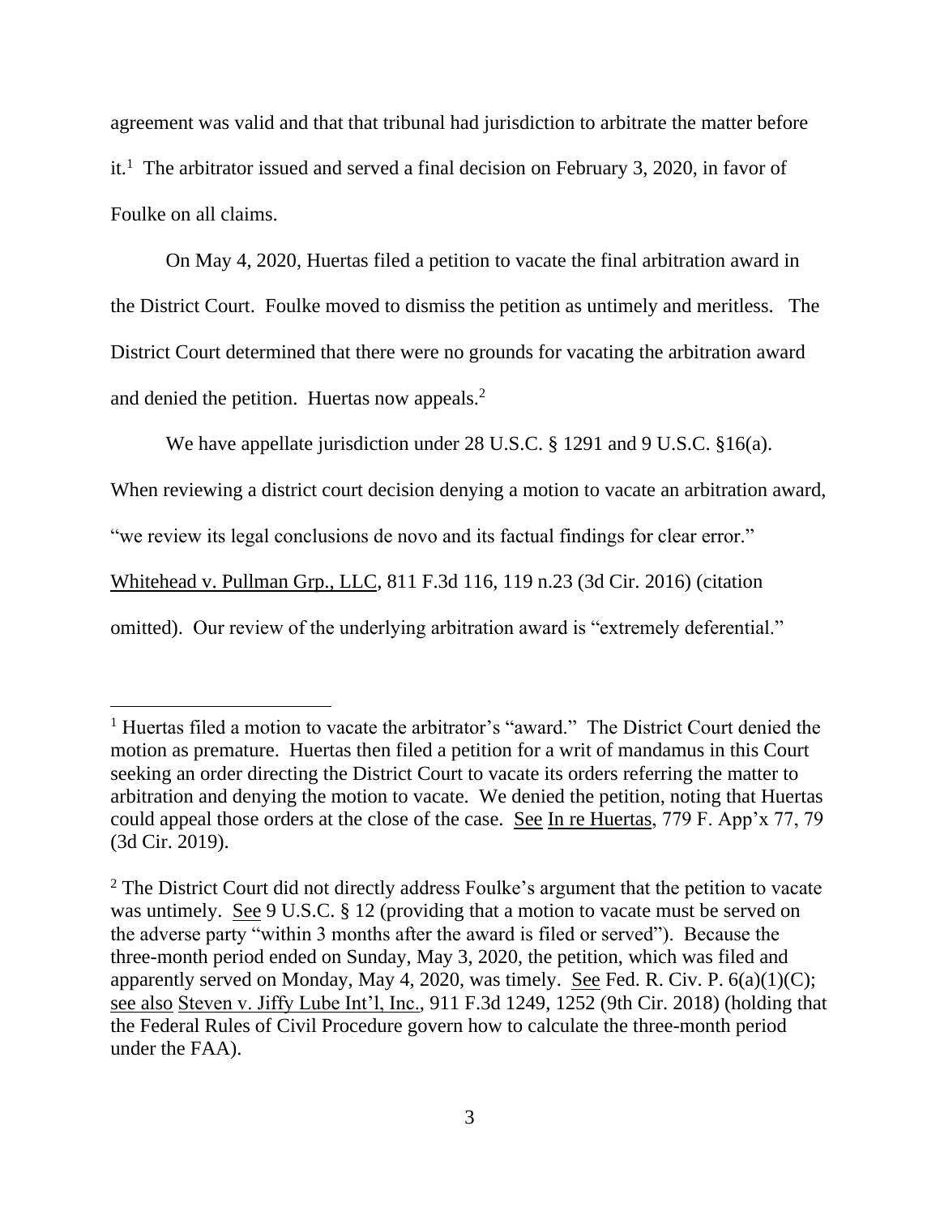agreement was valid and that that tribunal had jurisdiction to arbitrate the matter before it.[1] The arbitrator issued and served a final decision on February 3, 2020, in favor of Foulke on all claims.

On May 4, 2020, Huertas filed a petition to vacate the final arbitration award in the District Court. Foulke moved to dismiss the petition as untimely and meritless. The District Court determined that there were no grounds for vacating the arbitration award and denied the petition. Huertas now appeals.[2]

We have appellate jurisdiction under 28 U.S.C. § 1291 and 9 U.S.C. §16(a). When reviewing a district court decision denying a motion to vacate an arbitration award, "we review its legal conclusions de novo and its factual findings for clear error." Whitehead v. Pullman Grp., LLC, 811 F.3d 116, 119 n.23 (3d Cir. 2016) (citation omitted). Our review of the underlying arbitration award is "extremely deferential."

---

[1] Huertas filed a motion to vacate the arbitrator's "award." The District Court denied the motion as premature. Huertas then filed a petition for a writ of mandamus in this Court seeking an order directing the District Court to vacate its orders referring the matter to arbitration and denying the motion to vacate. We denied the petition, noting that Huertas could appeal those orders at the close of the case. See In re Huertas, 779 F. App'x 77, 79 (3d Cir. 2019).

[2] The District Court did not directly address Foulke's argument that the petition to vacate was untimely. See 9 U.S.C. § 12 (providing that a motion to vacate must be served on the adverse party "within 3 months after the award is filed or served"). Because the three-month period ended on Sunday, May 3, 2020, the petition, which was filed and apparently served on Monday, May 4, 2020, was timely. See Fed. R. Civ. P. 6(a)(1)(C); see also Steven v. Jiffy Lube Int'l, Inc., 911 F.3d 1249, 1252 (9th Cir. 2018) (holding that the Federal Rules of Civil Procedure govern how to calculate the three-month period under the FAA).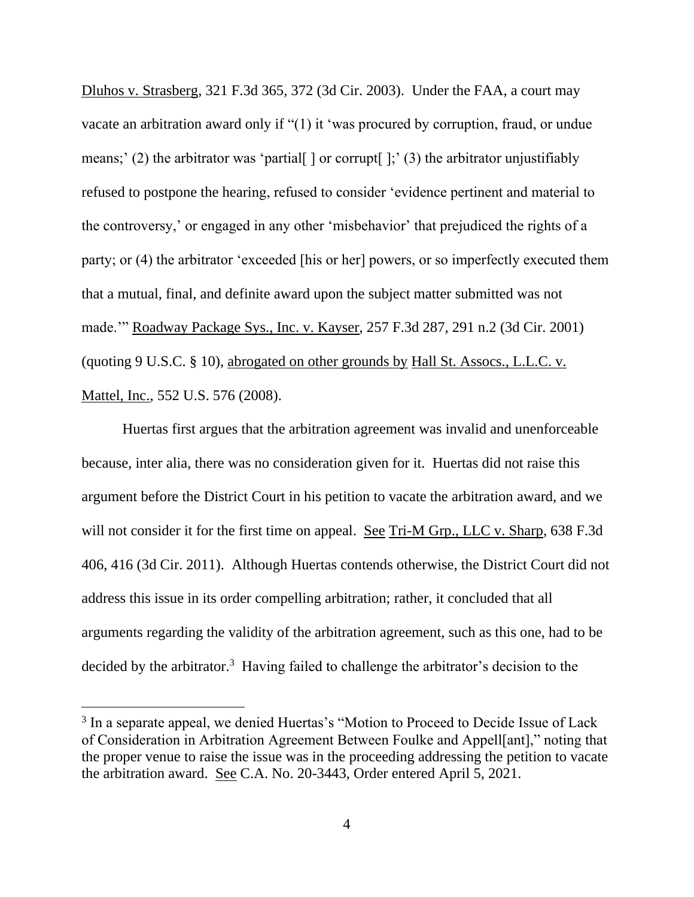Dluhos v. Strasberg, 321 F.3d 365, 372 (3d Cir. 2003). Under the FAA, a court may vacate an arbitration award only if "(1) it 'was procured by corruption, fraud, or undue means;' (2) the arbitrator was 'partial[ ] or corrupt[ ];' (3) the arbitrator unjustifiably refused to postpone the hearing, refused to consider 'evidence pertinent and material to the controversy,' or engaged in any other 'misbehavior' that prejudiced the rights of a party; or (4) the arbitrator 'exceeded [his or her] powers, or so imperfectly executed them that a mutual, final, and definite award upon the subject matter submitted was not made.'" Roadway Package Sys., Inc. v. Kayser, 257 F.3d 287, 291 n.2 (3d Cir. 2001) (quoting 9 U.S.C. § 10), abrogated on other grounds by Hall St. Assocs., L.L.C. v. Mattel, Inc., 552 U.S. 576 (2008).

Huertas first argues that the arbitration agreement was invalid and unenforceable because, inter alia, there was no consideration given for it. Huertas did not raise this argument before the District Court in his petition to vacate the arbitration award, and we will not consider it for the first time on appeal. See Tri-M Grp., LLC v. Sharp, 638 F.3d 406, 416 (3d Cir. 2011). Although Huertas contends otherwise, the District Court did not address this issue in its order compelling arbitration; rather, it concluded that all arguments regarding the validity of the arbitration agreement, such as this one, had to be decided by the arbitrator.[3] Having failed to challenge the arbitrator's decision to the

[3] In a separate appeal, we denied Huertas's "Motion to Proceed to Decide Issue of Lack of Consideration in Arbitration Agreement Between Foulke and Appell[ant]," noting that the proper venue to raise the issue was in the proceeding addressing the petition to vacate the arbitration award. See C.A. No. 20-3443, Order entered April 5, 2021.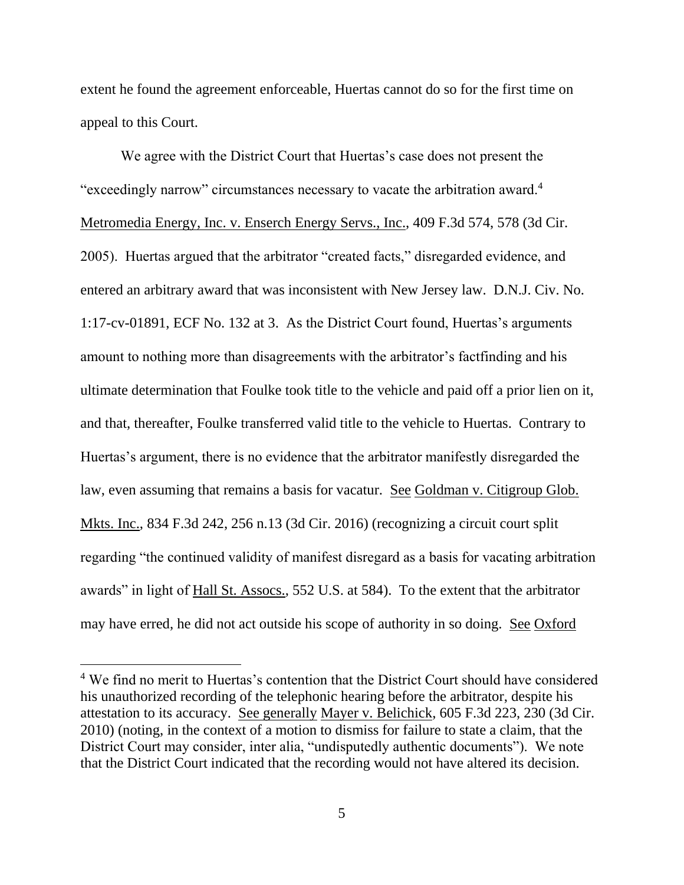extent he found the agreement enforceable, Huertas cannot do so for the first time on appeal to this Court.

We agree with the District Court that Huertas's case does not present the "exceedingly narrow" circumstances necessary to vacate the arbitration award.[4] Metromedia Energy, Inc. v. Enserch Energy Servs., Inc., 409 F.3d 574, 578 (3d Cir. 2005). Huertas argued that the arbitrator "created facts," disregarded evidence, and entered an arbitrary award that was inconsistent with New Jersey law. D.N.J. Civ. No. 1:17-cv-01891, ECF No. 132 at 3. As the District Court found, Huertas's arguments amount to nothing more than disagreements with the arbitrator's factfinding and his ultimate determination that Foulke took title to the vehicle and paid off a prior lien on it, and that, thereafter, Foulke transferred valid title to the vehicle to Huertas. Contrary to Huertas's argument, there is no evidence that the arbitrator manifestly disregarded the law, even assuming that remains a basis for vacatur. See Goldman v. Citigroup Glob. Mkts. Inc., 834 F.3d 242, 256 n.13 (3d Cir. 2016) (recognizing a circuit court split regarding "the continued validity of manifest disregard as a basis for vacating arbitration awards" in light of Hall St. Assocs., 552 U.S. at 584). To the extent that the arbitrator may have erred, he did not act outside his scope of authority in so doing. See Oxford

[4] We find no merit to Huertas's contention that the District Court should have considered his unauthorized recording of the telephonic hearing before the arbitrator, despite his attestation to its accuracy. See generally Mayer v. Belichick, 605 F.3d 223, 230 (3d Cir. 2010) (noting, in the context of a motion to dismiss for failure to state a claim, that the District Court may consider, inter alia, "undisputedly authentic documents"). We note that the District Court indicated that the recording would not have altered its decision.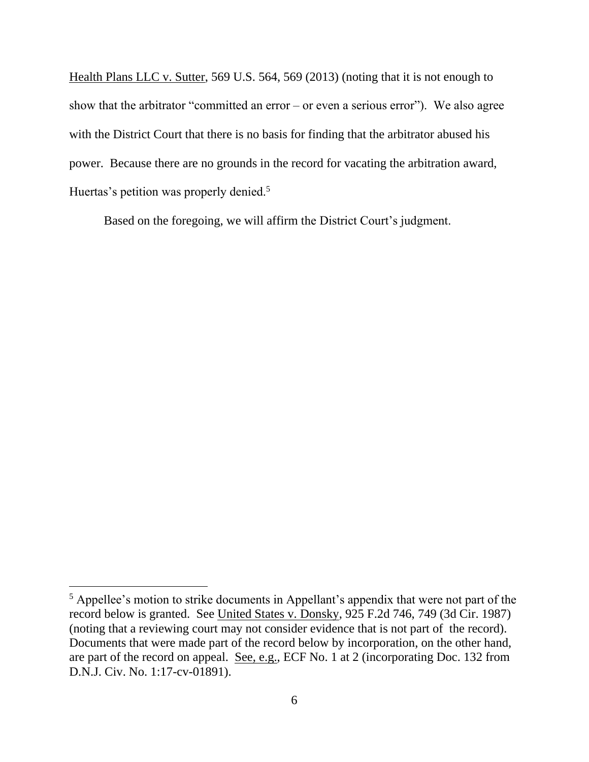Health Plans LLC v. Sutter, 569 U.S. 564, 569 (2013) (noting that it is not enough to show that the arbitrator "committed an error – or even a serious error"). We also agree with the District Court that there is no basis for finding that the arbitrator abused his power. Because there are no grounds in the record for vacating the arbitration award, Huertas's petition was properly denied.[5]

Based on the foregoing, we will affirm the District Court's judgment.

---

[5] Appellee's motion to strike documents in Appellant's appendix that were not part of the record below is granted. See United States v. Donsky, 925 F.2d 746, 749 (3d Cir. 1987) (noting that a reviewing court may not consider evidence that is not part of the record). Documents that were made part of the record below by incorporation, on the other hand, are part of the record on appeal. See, e.g., ECF No. 1 at 2 (incorporating Doc. 132 from D.N.J. Civ. No. 1:17-cv-01891).